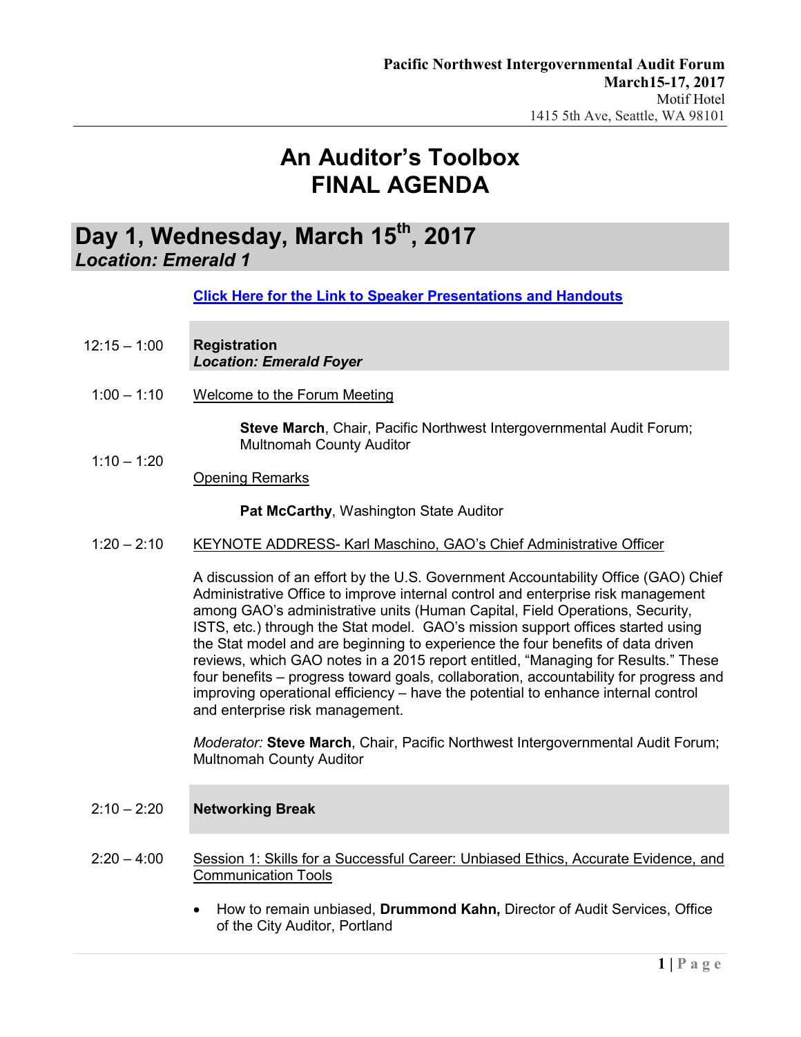Pacific Northwest Intergovernmental Audit Forum
March15-17, 2017
Motif Hotel
1415 5th Ave, Seattle, WA 98101

# An Auditor's Toolbox
# FINAL AGENDA

## Day 1, Wednesday, March 15th, 2017
***Location: Emerald 1***

[Click Here for the Link to Speaker Presentations and Handouts]

12:15 – 1:00 **Registration**
***Location: Emerald Foyer***

1:00 – 1:10 Welcome to the Forum Meeting

**Steve March**, Chair, Pacific Northwest Intergovernmental Audit Forum; Multnomah County Auditor

1:10 – 1:20 Opening Remarks

**Pat McCarthy**, Washington State Auditor

1:20 – 2:10 KEYNOTE ADDRESS- Karl Maschino, GAO's Chief Administrative Officer

A discussion of an effort by the U.S. Government Accountability Office (GAO) Chief Administrative Office to improve internal control and enterprise risk management among GAO's administrative units (Human Capital, Field Operations, Security, ISTS, etc.) through the Stat model. GAO's mission support offices started using the Stat model and are beginning to experience the four benefits of data driven reviews, which GAO notes in a 2015 report entitled, "Managing for Results." These four benefits – progress toward goals, collaboration, accountability for progress and improving operational efficiency – have the potential to enhance internal control and enterprise risk management.

*Moderator:* **Steve March**, Chair, Pacific Northwest Intergovernmental Audit Forum; Multnomah County Auditor

2:10 – 2:20 **Networking Break**

2:20 – 4:00 Session 1: Skills for a Successful Career: Unbiased Ethics, Accurate Evidence, and Communication Tools

- How to remain unbiased, **Drummond Kahn,** Director of Audit Services, Office of the City Auditor, Portland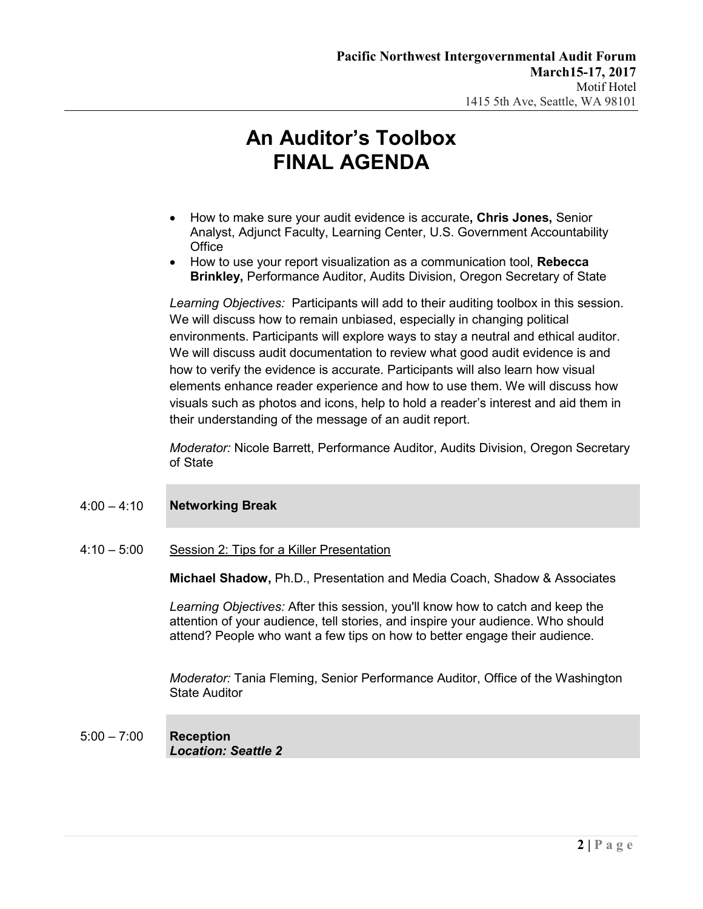# An Auditor's Toolbox
# FINAL AGENDA

- How to make sure your audit evidence is accurate**, Chris Jones,** Senior Analyst, Adjunct Faculty, Learning Center, U.S. Government Accountability Office
- How to use your report visualization as a communication tool, **Rebecca Brinkley,** Performance Auditor, Audits Division, Oregon Secretary of State

*Learning Objectives:* Participants will add to their auditing toolbox in this session. We will discuss how to remain unbiased, especially in changing political environments. Participants will explore ways to stay a neutral and ethical auditor. We will discuss audit documentation to review what good audit evidence is and how to verify the evidence is accurate. Participants will also learn how visual elements enhance reader experience and how to use them. We will discuss how visuals such as photos and icons, help to hold a reader's interest and aid them in their understanding of the message of an audit report.

*Moderator:* Nicole Barrett, Performance Auditor, Audits Division, Oregon Secretary of State

4:00 – 4:10 **Networking Break**

4:10 – 5:00 Session 2: Tips for a Killer Presentation

**Michael Shadow,** Ph.D., Presentation and Media Coach, Shadow & Associates

*Learning Objectives:* After this session, you'll know how to catch and keep the attention of your audience, tell stories, and inspire your audience. Who should attend? People who want a few tips on how to better engage their audience.

*Moderator:* Tania Fleming, Senior Performance Auditor, Office of the Washington State Auditor

5:00 – 7:00 **Reception**
***Location: Seattle 2***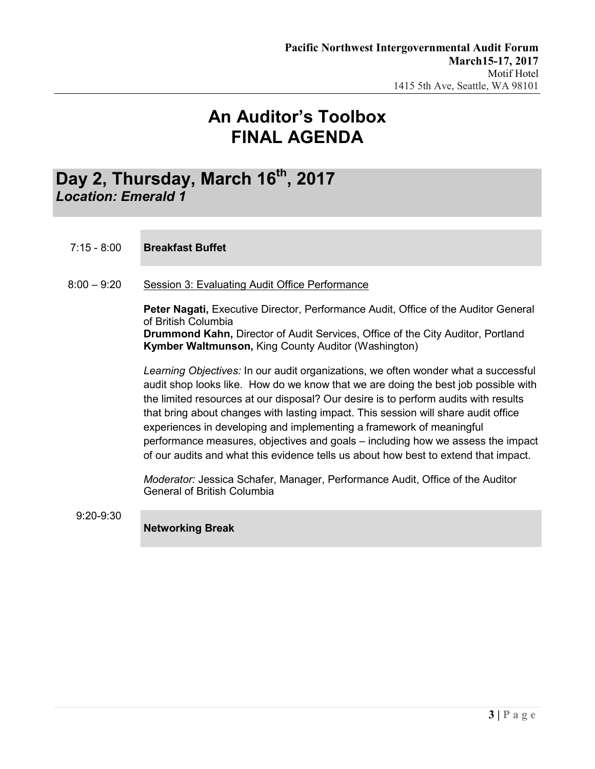# An Auditor's Toolbox
# FINAL AGENDA

## Day 2, Thursday, March 16th, 2017
***Location: Emerald 1***

7:15 - 8:00 **Breakfast Buffet**

8:00 – 9:20 Session 3: Evaluating Audit Office Performance

**Peter Nagati,** Executive Director, Performance Audit, Office of the Auditor General of British Columbia
**Drummond Kahn,** Director of Audit Services, Office of the City Auditor, Portland
**Kymber Waltmunson,** King County Auditor (Washington)

*Learning Objectives:* In our audit organizations, we often wonder what a successful audit shop looks like. How do we know that we are doing the best job possible with the limited resources at our disposal? Our desire is to perform audits with results that bring about changes with lasting impact. This session will share audit office experiences in developing and implementing a framework of meaningful performance measures, objectives and goals – including how we assess the impact of our audits and what this evidence tells us about how best to extend that impact.

*Moderator:* Jessica Schafer, Manager, Performance Audit, Office of the Auditor General of British Columbia

9:20-9:30 **Networking Break**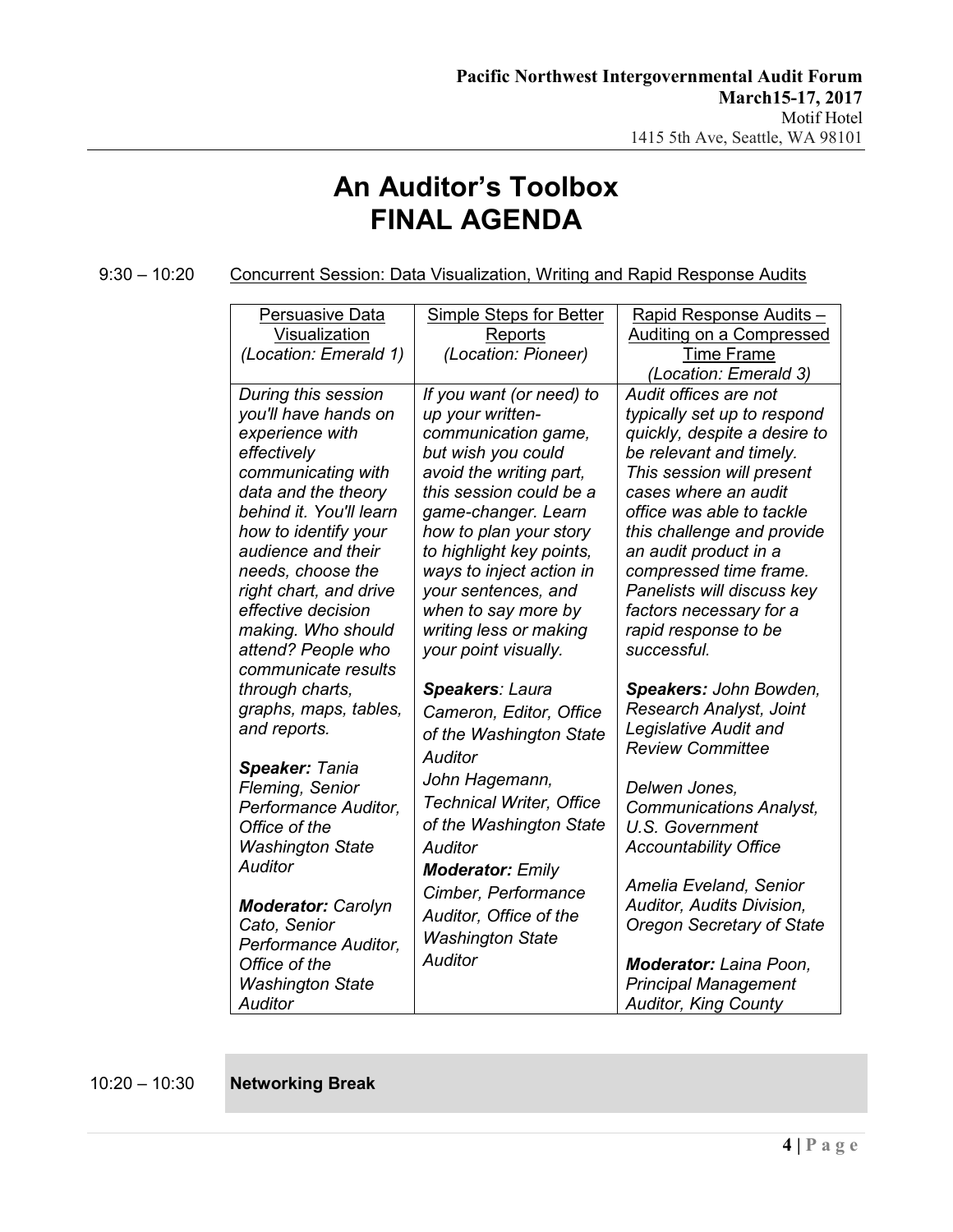# An Auditor's Toolbox
# FINAL AGENDA

9:30 – 10:20 Concurrent Session: Data Visualization, Writing and Rapid Response Audits

| Persuasive Data Visualization *(Location: Emerald 1)* | Simple Steps for Better Reports *(Location: Pioneer)* | Rapid Response Audits – Auditing on a Compressed Time Frame *(Location: Emerald 3)* |
|---|---|---|
| *During this session you'll have hands on experience with effectively communicating with data and the theory behind it. You'll learn how to identify your audience and their needs, choose the right chart, and drive effective decision making. Who should attend? People who communicate results through charts, graphs, maps, tables, and reports.*<br><br>***Speaker:** Tania Fleming, Senior Performance Auditor, Office of the Washington State Auditor*<br><br>***Moderator:** Carolyn Cato, Senior Performance Auditor, Office of the Washington State Auditor* | *If you want (or need) to up your written-communication game, but wish you could avoid the writing part, this session could be a game-changer. Learn how to plan your story to highlight key points, ways to inject action in your sentences, and when to say more by writing less or making your point visually.*<br><br>***Speakers**: Laura Cameron, Editor, Office of the Washington State Auditor*<br>*John Hagemann, Technical Writer, Office of the Washington State Auditor*<br>***Moderator:** Emily Cimber, Performance Auditor, Office of the Washington State Auditor* | *Audit offices are not typically set up to respond quickly, despite a desire to be relevant and timely. This session will present cases where an audit office was able to tackle this challenge and provide an audit product in a compressed time frame. Panelists will discuss key factors necessary for a rapid response to be successful.*<br><br>***Speakers:** John Bowden, Research Analyst, Joint Legislative Audit and Review Committee*<br><br>*Delwen Jones, Communications Analyst, U.S. Government Accountability Office*<br><br>*Amelia Eveland, Senior Auditor, Audits Division, Oregon Secretary of State*<br><br>***Moderator:** Laina Poon, Principal Management Auditor, King County* |

10:20 – 10:30 **Networking Break**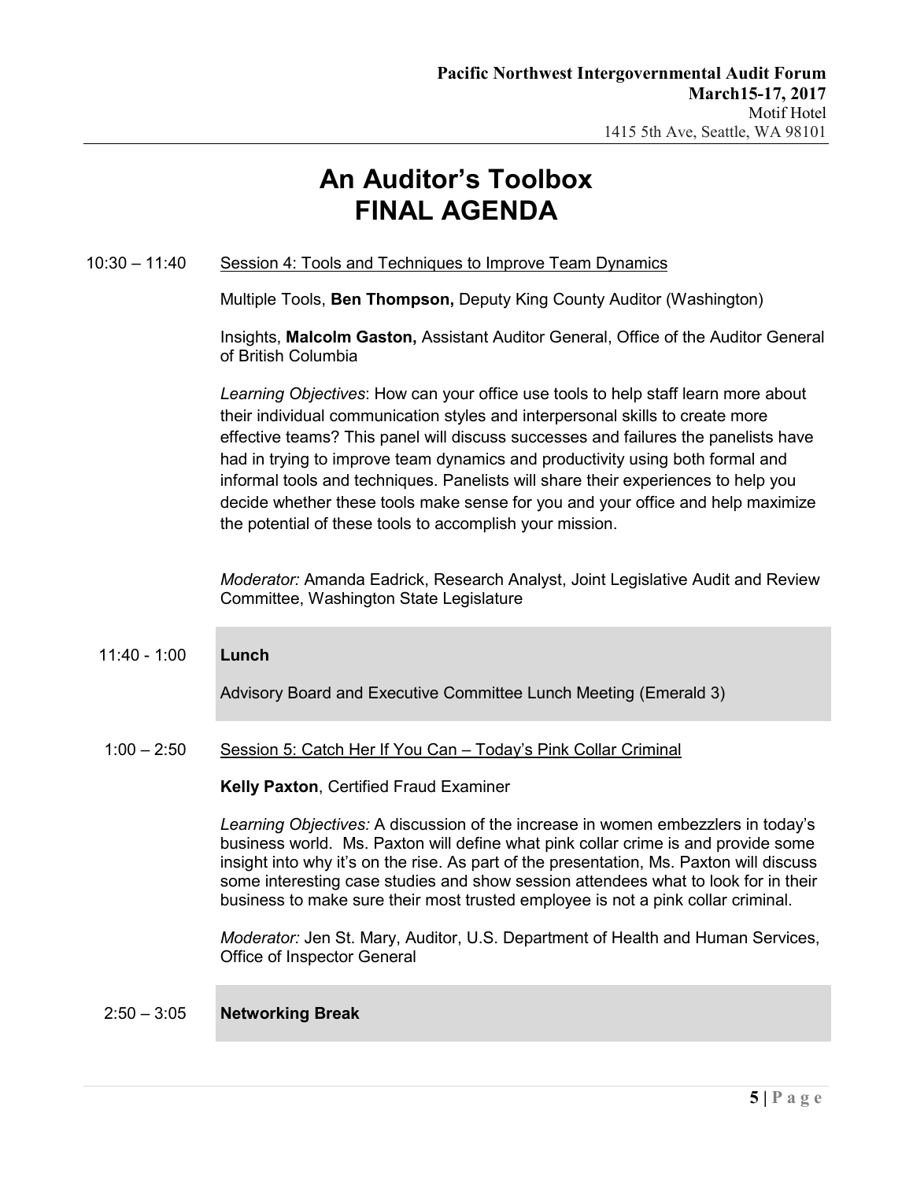Pacific Northwest Intergovernmental Audit Forum
**March15-17, 2017**
Motif Hotel
1415 5th Ave, Seattle, WA 98101

# An Auditor's Toolbox
# FINAL AGENDA

10:30 – 11:40 Session 4: Tools and Techniques to Improve Team Dynamics

Multiple Tools, **Ben Thompson,** Deputy King County Auditor (Washington)

Insights, **Malcolm Gaston,** Assistant Auditor General, Office of the Auditor General of British Columbia

*Learning Objectives*: How can your office use tools to help staff learn more about their individual communication styles and interpersonal skills to create more effective teams? This panel will discuss successes and failures the panelists have had in trying to improve team dynamics and productivity using both formal and informal tools and techniques. Panelists will share their experiences to help you decide whether these tools make sense for you and your office and help maximize the potential of these tools to accomplish your mission.

*Moderator:* Amanda Eadrick, Research Analyst, Joint Legislative Audit and Review Committee, Washington State Legislature

11:40 - 1:00 **Lunch**

Advisory Board and Executive Committee Lunch Meeting (Emerald 3)

1:00 – 2:50 Session 5: Catch Her If You Can – Today's Pink Collar Criminal

**Kelly Paxton**, Certified Fraud Examiner

*Learning Objectives:* A discussion of the increase in women embezzlers in today's business world. Ms. Paxton will define what pink collar crime is and provide some insight into why it's on the rise. As part of the presentation, Ms. Paxton will discuss some interesting case studies and show session attendees what to look for in their business to make sure their most trusted employee is not a pink collar criminal.

*Moderator:* Jen St. Mary, Auditor, U.S. Department of Health and Human Services, Office of Inspector General

2:50 – 3:05 **Networking Break**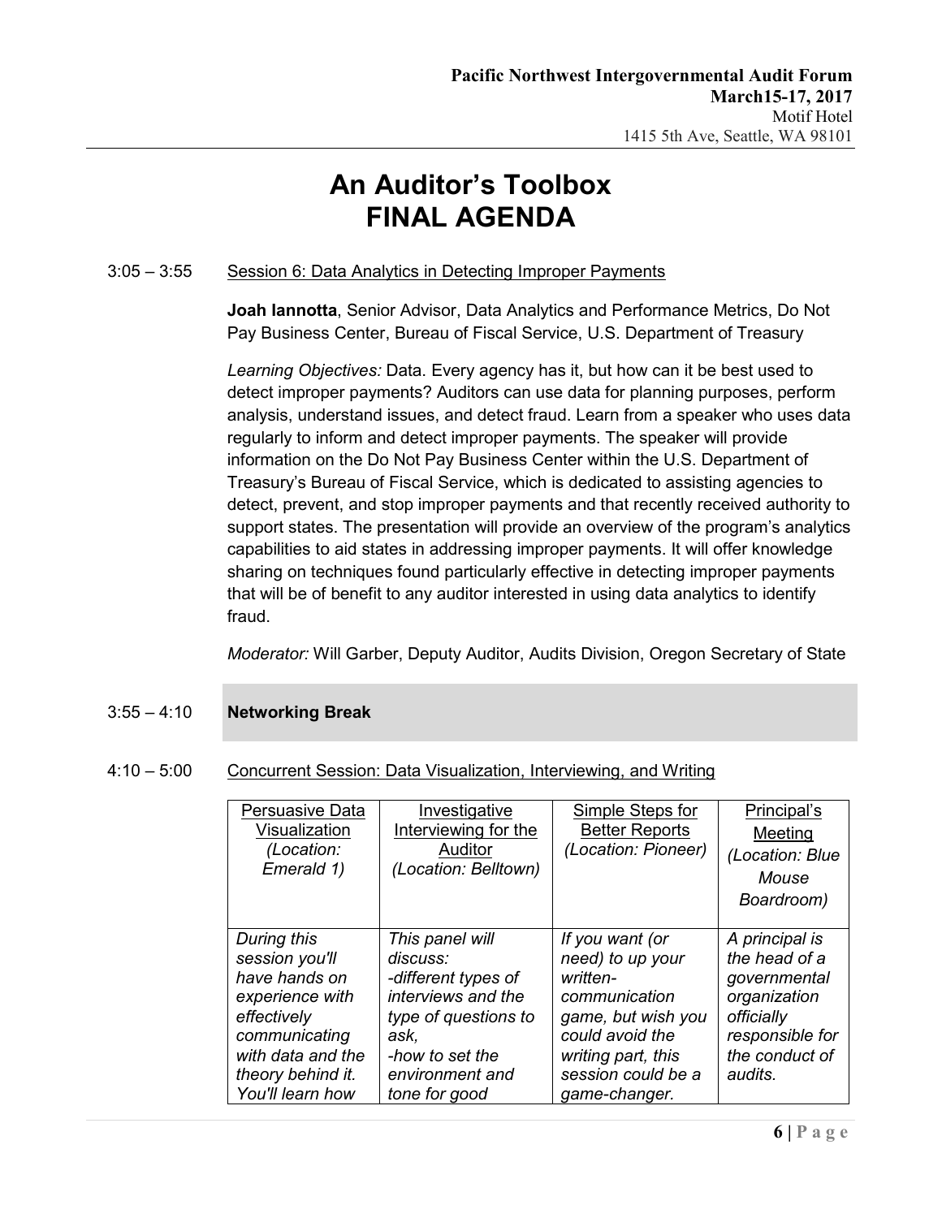# An Auditor's Toolbox
# FINAL AGENDA

3:05 – 3:55 Session 6: Data Analytics in Detecting Improper Payments

**Joah Iannotta**, Senior Advisor, Data Analytics and Performance Metrics, Do Not Pay Business Center, Bureau of Fiscal Service, U.S. Department of Treasury

*Learning Objectives:* Data. Every agency has it, but how can it be best used to detect improper payments? Auditors can use data for planning purposes, perform analysis, understand issues, and detect fraud. Learn from a speaker who uses data regularly to inform and detect improper payments. The speaker will provide information on the Do Not Pay Business Center within the U.S. Department of Treasury's Bureau of Fiscal Service, which is dedicated to assisting agencies to detect, prevent, and stop improper payments and that recently received authority to support states. The presentation will provide an overview of the program's analytics capabilities to aid states in addressing improper payments. It will offer knowledge sharing on techniques found particularly effective in detecting improper payments that will be of benefit to any auditor interested in using data analytics to identify fraud.

*Moderator:* Will Garber, Deputy Auditor, Audits Division, Oregon Secretary of State

3:55 – 4:10 **Networking Break**

4:10 – 5:00 Concurrent Session: Data Visualization, Interviewing, and Writing

| Persuasive Data Visualization *(Location: Emerald 1)* | Investigative Interviewing for the Auditor *(Location: Belltown)* | Simple Steps for Better Reports *(Location: Pioneer)* | Principal's Meeting *(Location: Blue Mouse Boardroom)* |
|---|---|---|---|
| *During this session you'll have hands on experience with effectively communicating with data and the theory behind it. You'll learn how* | *This panel will discuss: -different types of interviews and the type of questions to ask, -how to set the environment and tone for good* | *If you want (or need) to up your written-communication game, but wish you could avoid the writing part, this session could be a game-changer.* | *A principal is the head of a governmental organization officially responsible for the conduct of audits.* |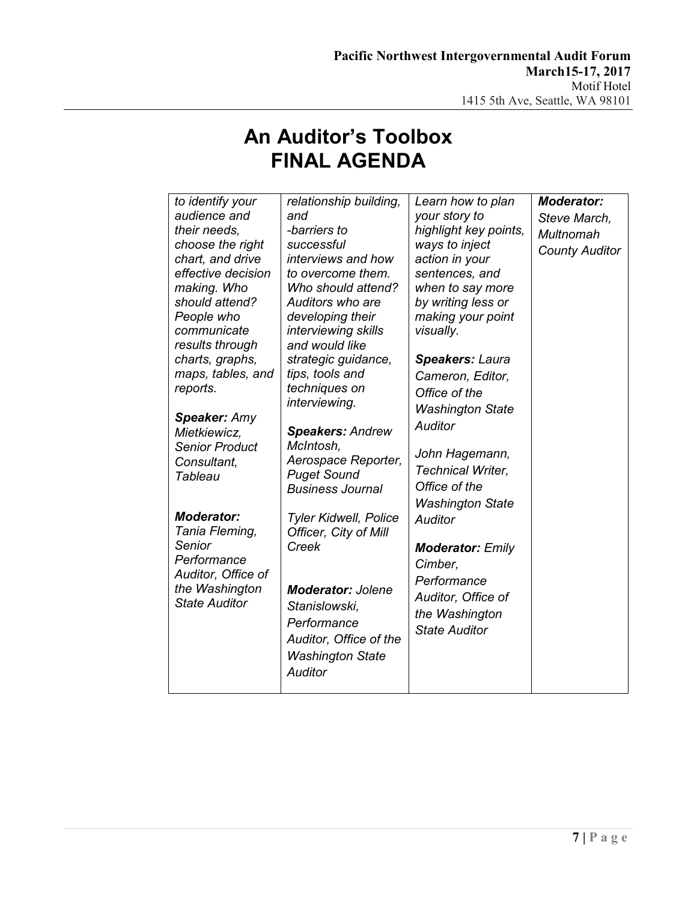# An Auditor's Toolbox
# FINAL AGENDA

| | | | |
|---|---|---|---|
| *to identify your audience and their needs, choose the right chart, and drive effective decision making. Who should attend? People who communicate results through charts, graphs, maps, tables, and reports.*<br><br>***Speaker:*** *Amy Mietkiewicz, Senior Product Consultant, Tableau*<br><br>***Moderator:*** *Tania Fleming, Senior Performance Auditor, Office of the Washington State Auditor* | *relationship building, and*<br>*-barriers to successful interviews and how to overcome them. Who should attend? Auditors who are developing their interviewing skills and would like strategic guidance, tips, tools and techniques on interviewing.*<br><br>***Speakers:*** *Andrew McIntosh, Aerospace Reporter, Puget Sound Business Journal*<br><br>*Tyler Kidwell, Police Officer, City of Mill Creek*<br><br>***Moderator:*** *Jolene Stanislowski, Performance Auditor, Office of the Washington State Auditor* | *Learn how to plan your story to highlight key points, ways to inject action in your sentences, and when to say more by writing less or making your point visually.*<br><br>***Speakers:*** *Laura Cameron, Editor, Office of the Washington State Auditor*<br><br>*John Hagemann, Technical Writer, Office of the Washington State Auditor*<br><br>***Moderator:*** *Emily Cimber, Performance Auditor, Office of the Washington State Auditor* | ***Moderator:*** *Steve March, Multnomah County Auditor* |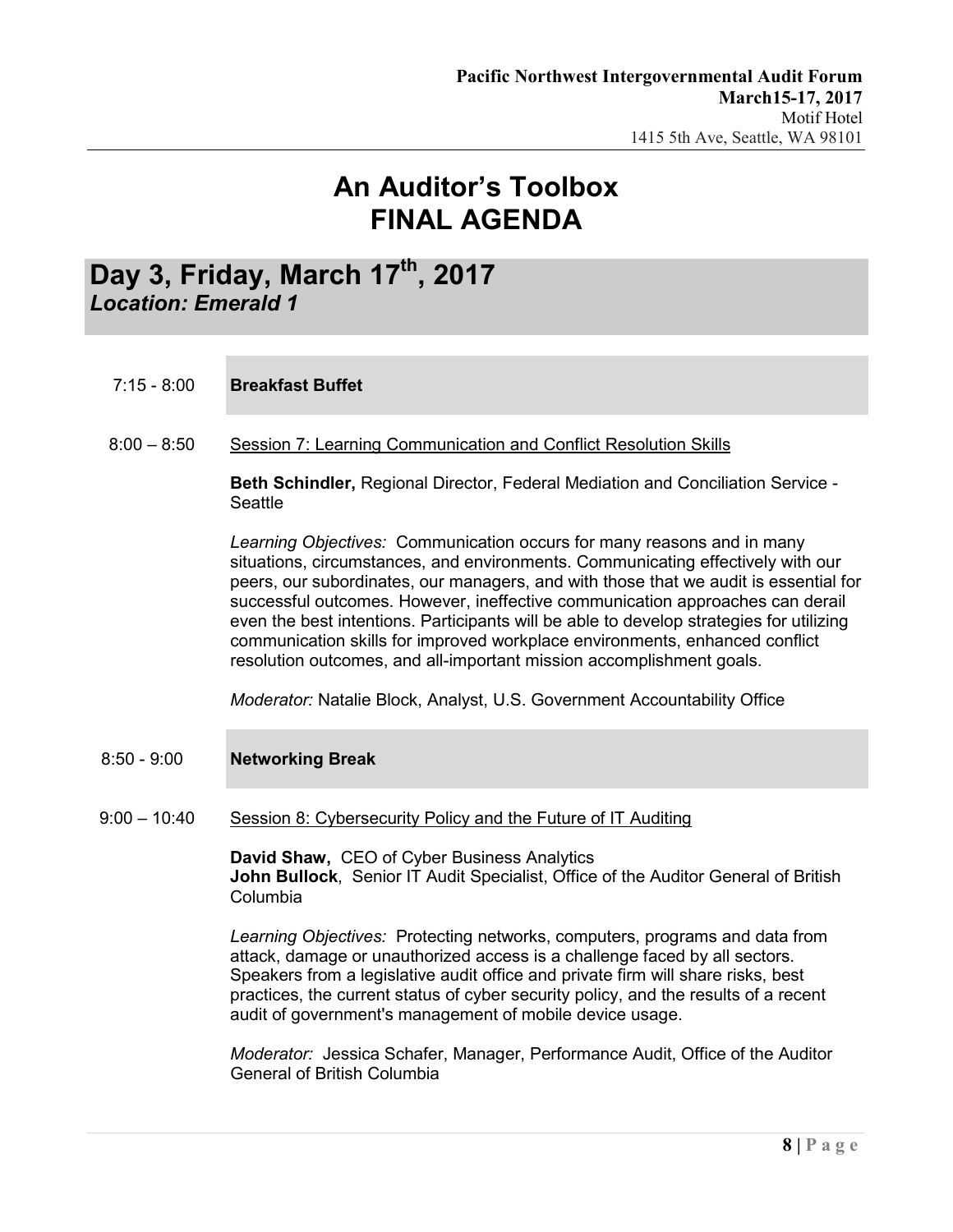# An Auditor's Toolbox
# FINAL AGENDA

## Day 3, Friday, March 17th, 2017
### *Location: Emerald 1*

**7:15 - 8:00** **Breakfast Buffet**

**8:00 – 8:50** Session 7: Learning Communication and Conflict Resolution Skills

**Beth Schindler,** Regional Director, Federal Mediation and Conciliation Service - Seattle

*Learning Objectives:* Communication occurs for many reasons and in many situations, circumstances, and environments. Communicating effectively with our peers, our subordinates, our managers, and with those that we audit is essential for successful outcomes. However, ineffective communication approaches can derail even the best intentions. Participants will be able to develop strategies for utilizing communication skills for improved workplace environments, enhanced conflict resolution outcomes, and all-important mission accomplishment goals.

*Moderator:* Natalie Block, Analyst, U.S. Government Accountability Office

**8:50 - 9:00** **Networking Break**

**9:00 – 10:40** Session 8: Cybersecurity Policy and the Future of IT Auditing

**David Shaw,** CEO of Cyber Business Analytics
**John Bullock**, Senior IT Audit Specialist, Office of the Auditor General of British Columbia

*Learning Objectives:* Protecting networks, computers, programs and data from attack, damage or unauthorized access is a challenge faced by all sectors. Speakers from a legislative audit office and private firm will share risks, best practices, the current status of cyber security policy, and the results of a recent audit of government's management of mobile device usage.

*Moderator:* Jessica Schafer, Manager, Performance Audit, Office of the Auditor General of British Columbia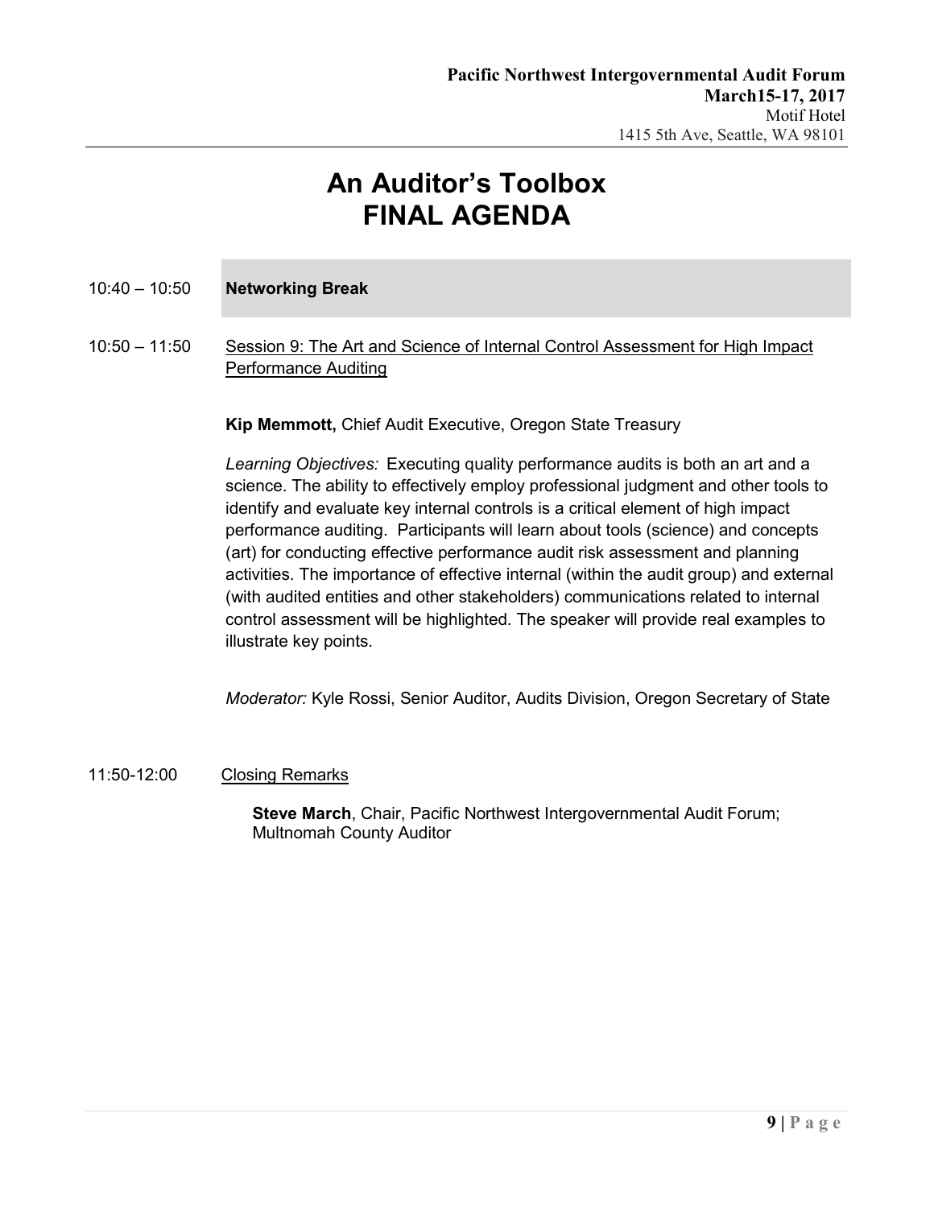# An Auditor's Toolbox
# FINAL AGENDA

10:40 – 10:50 **Networking Break**

10:50 – 11:50 Session 9: The Art and Science of Internal Control Assessment for High Impact Performance Auditing

**Kip Memmott,** Chief Audit Executive, Oregon State Treasury

*Learning Objectives:* Executing quality performance audits is both an art and a science. The ability to effectively employ professional judgment and other tools to identify and evaluate key internal controls is a critical element of high impact performance auditing. Participants will learn about tools (science) and concepts (art) for conducting effective performance audit risk assessment and planning activities. The importance of effective internal (within the audit group) and external (with audited entities and other stakeholders) communications related to internal control assessment will be highlighted. The speaker will provide real examples to illustrate key points.

*Moderator:* Kyle Rossi, Senior Auditor, Audits Division, Oregon Secretary of State

11:50-12:00 Closing Remarks

**Steve March**, Chair, Pacific Northwest Intergovernmental Audit Forum; Multnomah County Auditor